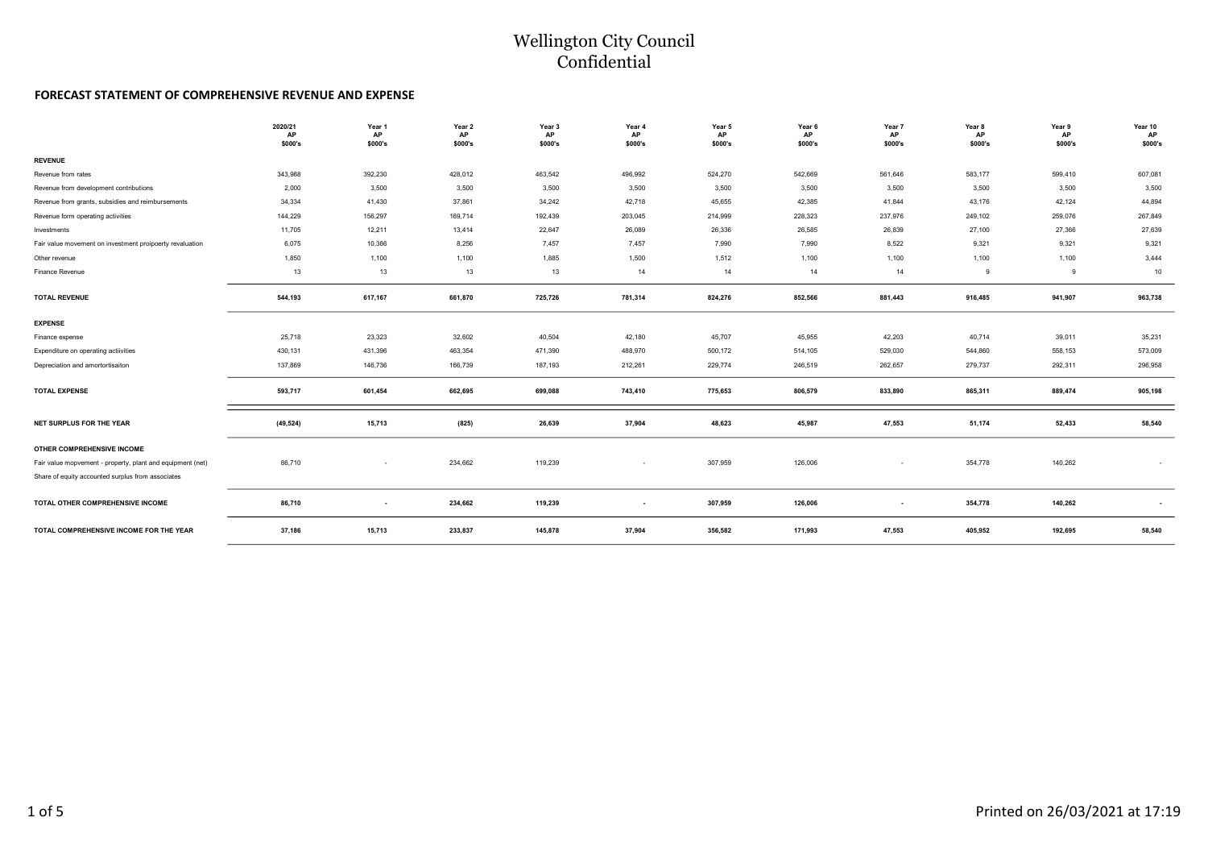# Wellington City Council
# Confidential

## FORECAST STATEMENT OF COMPREHENSIVE REVENUE AND EXPENSE

| | 2020/21 AP $000's | Year 1 AP $000's | Year 2 AP $000's | Year 3 AP $000's | Year 4 AP $000's | Year 5 AP $000's | Year 6 AP $000's | Year 7 AP $000's | Year 8 AP $000's | Year 9 AP $000's | Year 10 AP $000's |
|---|---|---|---|---|---|---|---|---|---|---|---|
| **REVENUE** | | | | | | | | | | | |
| Revenue from rates | 343,988 | 392,230 | 428,012 | 463,542 | 496,992 | 524,270 | 542,669 | 561,646 | 583,177 | 599,410 | 607,081 |
| Revenue from development contributions | 2,000 | 3,500 | 3,500 | 3,500 | 3,500 | 3,500 | 3,500 | 3,500 | 3,500 | 3,500 | 3,500 |
| Revenue from grants, subsidies and reimbursements | 34,334 | 41,430 | 37,861 | 34,242 | 42,718 | 45,655 | 42,385 | 41,844 | 43,176 | 42,124 | 44,894 |
| Revenue form operating activities | 144,229 | 156,297 | 169,714 | 192,439 | 203,045 | 214,999 | 228,323 | 237,976 | 249,102 | 259,076 | 267,849 |
| Investments | 11,705 | 12,211 | 13,414 | 22,647 | 26,089 | 26,336 | 26,585 | 26,839 | 27,100 | 27,366 | 27,639 |
| Fair value movement on investment proipoerty revaluation | 6,075 | 10,386 | 8,256 | 7,457 | 7,457 | 7,990 | 7,990 | 8,522 | 9,321 | 9,321 | 9,321 |
| Other revenue | 1,850 | 1,100 | 1,100 | 1,885 | 1,500 | 1,512 | 1,100 | 1,100 | 1,100 | 1,100 | 3,444 |
| Finance Revenue | 13 | 13 | 13 | 13 | 14 | 14 | 14 | 14 | 9 | 9 | 10 |
| **TOTAL REVENUE** | **544,193** | **617,167** | **661,870** | **725,726** | **781,314** | **824,276** | **852,566** | **881,443** | **916,485** | **941,907** | **963,738** |
| **EXPENSE** | | | | | | | | | | | |
| Finance expense | 25,718 | 23,323 | 32,602 | 40,504 | 42,180 | 45,707 | 45,955 | 42,203 | 40,714 | 39,011 | 35,231 |
| Expenditure on operating actiivities | 430,131 | 431,396 | 463,354 | 471,390 | 488,970 | 500,172 | 514,105 | 529,030 | 544,860 | 558,153 | 573,009 |
| Depreciation and amortortisaiton | 137,869 | 146,736 | 166,739 | 187,193 | 212,261 | 229,774 | 246,519 | 262,657 | 279,737 | 292,311 | 296,958 |
| **TOTAL EXPENSE** | **593,717** | **601,454** | **662,695** | **699,088** | **743,410** | **775,653** | **806,579** | **833,890** | **865,311** | **889,474** | **905,198** |
| **NET SURPLUS FOR THE YEAR** | **(49,524)** | **15,713** | **(825)** | **26,639** | **37,904** | **48,623** | **45,987** | **47,553** | **51,174** | **52,433** | **58,540** |
| **OTHER COMPREHENSIVE INCOME** | | | | | | | | | | | |
| Fair value mopvement - property, plant and equipment (net) | 86,710 | - | 234,662 | 119,239 | - | 307,959 | 126,006 | - | 354,778 | 140,262 | - |
| Share of equity accounted surplus from associates | | | | | | | | | | | |
| **TOTAL OTHER COMPREHENSIVE INCOME** | **86,710** | **-** | **234,662** | **119,239** | **-** | **307,959** | **126,006** | **-** | **354,778** | **140,262** | **-** |
| **TOTAL COMPREHENSIVE INCOME FOR THE YEAR** | **37,186** | **15,713** | **233,837** | **145,878** | **37,904** | **356,582** | **171,993** | **47,553** | **405,952** | **192,695** | **58,540** |

Printed on 26/03/2021 at 17:19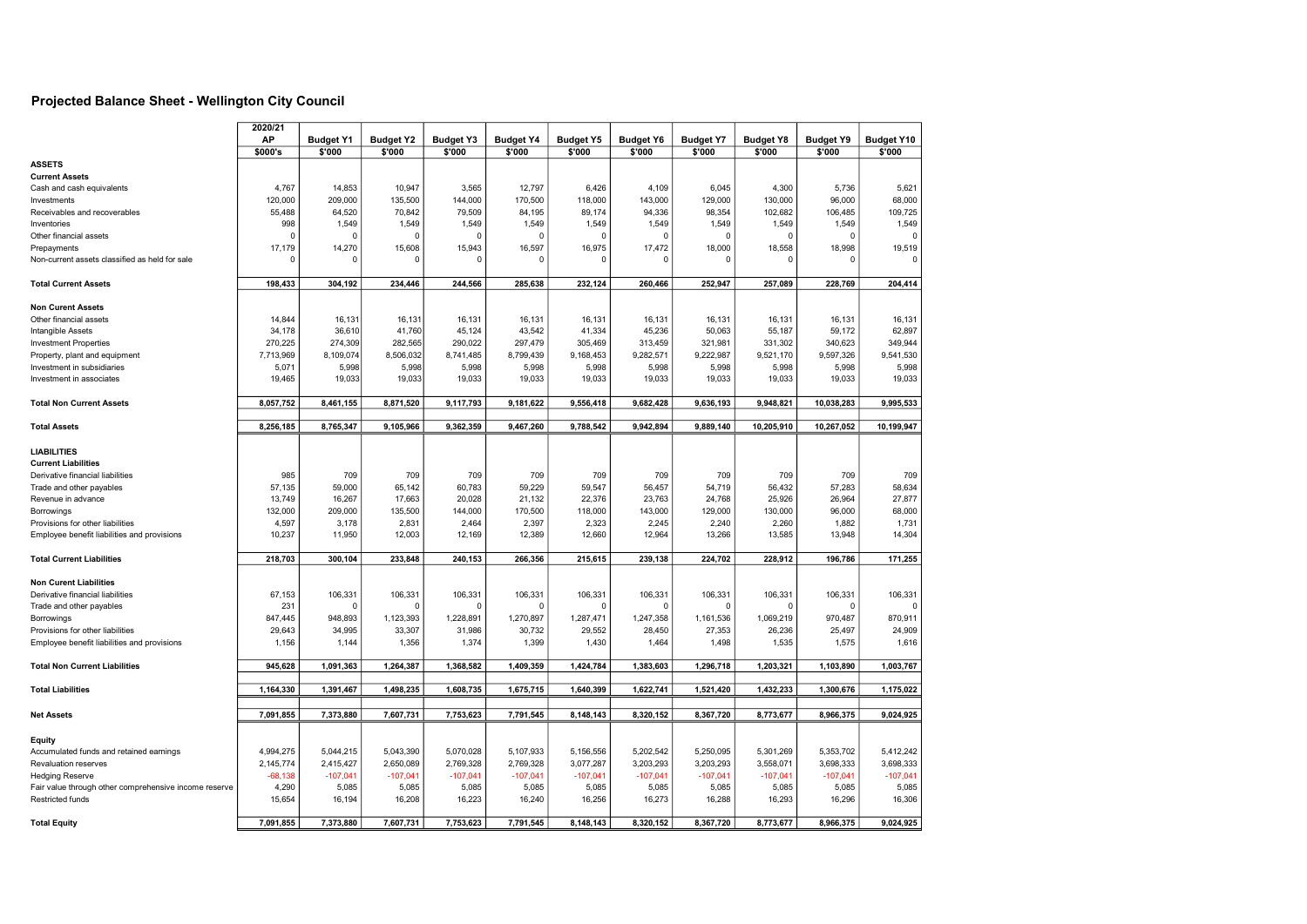# Projected Balance Sheet - Wellington City Council

| | 2020/21 AP | Budget Y1 | Budget Y2 | Budget Y3 | Budget Y4 | Budget Y5 | Budget Y6 | Budget Y7 | Budget Y8 | Budget Y9 | Budget Y10 |
|---|---|---|---|---|---|---|---|---|---|---|---|
| | $000's | $'000 | $'000 | $'000 | $'000 | $'000 | $'000 | $'000 | $'000 | $'000 | $'000 |
| **ASSETS** | | | | | | | | | | | |
| **Current Assets** | | | | | | | | | | | |
| Cash and cash equivalents | 4,767 | 14,853 | 10,947 | 3,565 | 12,797 | 6,426 | 4,109 | 6,045 | 4,300 | 5,736 | 5,621 |
| Investments | 120,000 | 209,000 | 135,500 | 144,000 | 170,500 | 118,000 | 143,000 | 129,000 | 130,000 | 96,000 | 68,000 |
| Receivables and recoverables | 55,488 | 64,520 | 70,842 | 79,509 | 84,195 | 89,174 | 94,336 | 98,354 | 102,682 | 106,485 | 109,725 |
| Inventories | 998 | 1,549 | 1,549 | 1,549 | 1,549 | 1,549 | 1,549 | 1,549 | 1,549 | 1,549 | 1,549 |
| Other financial assets | 0 | 0 | 0 | 0 | 0 | 0 | 0 | 0 | 0 | 0 | 0 |
| Prepayments | 17,179 | 14,270 | 15,608 | 15,943 | 16,597 | 16,975 | 17,472 | 18,000 | 18,558 | 18,998 | 19,519 |
| Non-current assets classified as held for sale | 0 | 0 | 0 | 0 | 0 | 0 | 0 | 0 | 0 | 0 | 0 |
| **Total Current Assets** | **198,433** | **304,192** | **234,446** | **244,566** | **285,638** | **232,124** | **260,466** | **252,947** | **257,089** | **228,769** | **204,414** |
| **Non Curent Assets** | | | | | | | | | | | |
| Other financial assets | 14,844 | 16,131 | 16,131 | 16,131 | 16,131 | 16,131 | 16,131 | 16,131 | 16,131 | 16,131 | 16,131 |
| Intangible Assets | 34,178 | 36,610 | 41,760 | 45,124 | 43,542 | 41,334 | 45,236 | 50,063 | 55,187 | 59,172 | 62,897 |
| Investment Properties | 270,225 | 274,309 | 282,565 | 290,022 | 297,479 | 305,469 | 313,459 | 321,981 | 331,302 | 340,623 | 349,944 |
| Property, plant and equipment | 7,713,969 | 8,109,074 | 8,506,032 | 8,741,485 | 8,799,439 | 9,168,453 | 9,282,571 | 9,222,987 | 9,521,170 | 9,597,326 | 9,541,530 |
| Investment in subsidiaries | 5,071 | 5,998 | 5,998 | 5,998 | 5,998 | 5,998 | 5,998 | 5,998 | 5,998 | 5,998 | 5,998 |
| Investment in associates | 19,465 | 19,033 | 19,033 | 19,033 | 19,033 | 19,033 | 19,033 | 19,033 | 19,033 | 19,033 | 19,033 |
| **Total Non Current Assets** | **8,057,752** | **8,461,155** | **8,871,520** | **9,117,793** | **9,181,622** | **9,556,418** | **9,682,428** | **9,636,193** | **9,948,821** | **10,038,283** | **9,995,533** |
| **Total Assets** | **8,256,185** | **8,765,347** | **9,105,966** | **9,362,359** | **9,467,260** | **9,788,542** | **9,942,894** | **9,889,140** | **10,205,910** | **10,267,052** | **10,199,947** |
| **LIABILITIES** | | | | | | | | | | | |
| **Current Liabilities** | | | | | | | | | | | |
| Derivative financial liabilities | 985 | 709 | 709 | 709 | 709 | 709 | 709 | 709 | 709 | 709 | 709 |
| Trade and other payables | 57,135 | 59,000 | 65,142 | 60,783 | 59,229 | 59,547 | 56,457 | 54,719 | 56,432 | 57,283 | 58,634 |
| Revenue in advance | 13,749 | 16,267 | 17,663 | 20,028 | 21,132 | 22,376 | 23,763 | 24,768 | 25,926 | 26,964 | 27,877 |
| Borrowings | 132,000 | 209,000 | 135,500 | 144,000 | 170,500 | 118,000 | 143,000 | 129,000 | 130,000 | 96,000 | 68,000 |
| Provisions for other liabilities | 4,597 | 3,178 | 2,831 | 2,464 | 2,397 | 2,323 | 2,245 | 2,240 | 2,260 | 1,882 | 1,731 |
| Employee benefit liabilities and provisions | 10,237 | 11,950 | 12,003 | 12,169 | 12,389 | 12,660 | 12,964 | 13,266 | 13,585 | 13,948 | 14,304 |
| **Total Current Liabilities** | **218,703** | **300,104** | **233,848** | **240,153** | **266,356** | **215,615** | **239,138** | **224,702** | **228,912** | **196,786** | **171,255** |
| **Non Curent Liabilities** | | | | | | | | | | | |
| Derivative financial liabilities | 67,153 | 106,331 | 106,331 | 106,331 | 106,331 | 106,331 | 106,331 | 106,331 | 106,331 | 106,331 | 106,331 |
| Trade and other payables | 231 | 0 | 0 | 0 | 0 | 0 | 0 | 0 | 0 | 0 | 0 |
| Borrowings | 847,445 | 948,893 | 1,123,393 | 1,228,891 | 1,270,897 | 1,287,471 | 1,247,358 | 1,161,536 | 1,069,219 | 970,487 | 870,911 |
| Provisions for other liabilities | 29,643 | 34,995 | 33,307 | 31,986 | 30,732 | 29,552 | 28,450 | 27,353 | 26,236 | 25,497 | 24,909 |
| Employee benefit liabilities and provisions | 1,156 | 1,144 | 1,356 | 1,374 | 1,399 | 1,430 | 1,464 | 1,498 | 1,535 | 1,575 | 1,616 |
| **Total Non Current Liabilities** | **945,628** | **1,091,363** | **1,264,387** | **1,368,582** | **1,409,359** | **1,424,784** | **1,383,603** | **1,296,718** | **1,203,321** | **1,103,890** | **1,003,767** |
| **Total Liabilities** | **1,164,330** | **1,391,467** | **1,498,235** | **1,608,735** | **1,675,715** | **1,640,399** | **1,622,741** | **1,521,420** | **1,432,233** | **1,300,676** | **1,175,022** |
| **Net Assets** | **7,091,855** | **7,373,880** | **7,607,731** | **7,753,623** | **7,791,545** | **8,148,143** | **8,320,152** | **8,367,720** | **8,773,677** | **8,966,375** | **9,024,925** |
| **Equity** | | | | | | | | | | | |
| Accumulated funds and retained earnings | 4,994,275 | 5,044,215 | 5,043,390 | 5,070,028 | 5,107,933 | 5,156,556 | 5,202,542 | 5,250,095 | 5,301,269 | 5,353,702 | 5,412,242 |
| Revaluation reserves | 2,145,774 | 2,415,427 | 2,650,089 | 2,769,328 | 2,769,328 | 3,077,287 | 3,203,293 | 3,203,293 | 3,558,071 | 3,698,333 | 3,698,333 |
| Hedging Reserve | -68,138 | -107,041 | -107,041 | -107,041 | -107,041 | -107,041 | -107,041 | -107,041 | -107,041 | -107,041 | -107,041 |
| Fair value through other comprehensive income reserve | 4,290 | 5,085 | 5,085 | 5,085 | 5,085 | 5,085 | 5,085 | 5,085 | 5,085 | 5,085 | 5,085 |
| Restricted funds | 15,654 | 16,194 | 16,208 | 16,223 | 16,240 | 16,256 | 16,273 | 16,288 | 16,293 | 16,296 | 16,306 |
| **Total Equity** | **7,091,855** | **7,373,880** | **7,607,731** | **7,753,623** | **7,791,545** | **8,148,143** | **8,320,152** | **8,367,720** | **8,773,677** | **8,966,375** | **9,024,925** |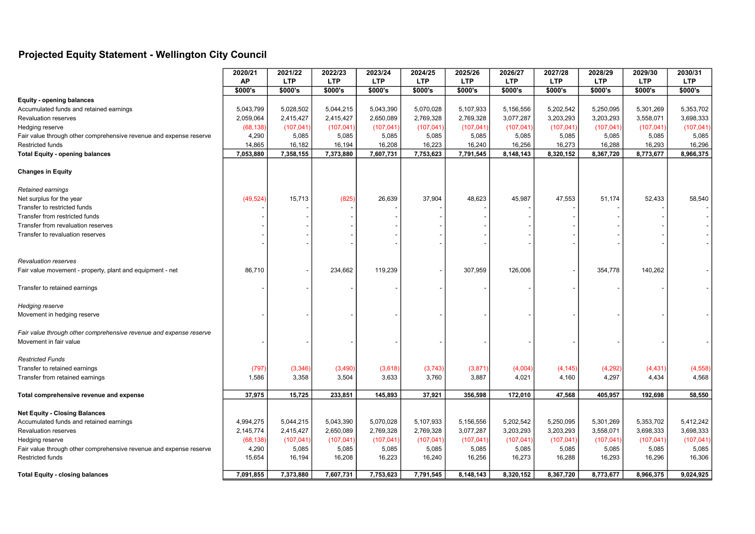# Projected Equity Statement - Wellington City Council

| | 2020/21 AP | 2021/22 LTP | 2022/23 LTP | 2023/24 LTP | 2024/25 LTP | 2025/26 LTP | 2026/27 LTP | 2027/28 LTP | 2028/29 LTP | 2029/30 LTP | 2030/31 LTP |
|---|---|---|---|---|---|---|---|---|---|---|---|
| | $000's | $000's | $000's | $000's | $000's | $000's | $000's | $000's | $000's | $000's | $000's |
| **Equity - opening balances** | | | | | | | | | | | |
| Accumulated funds and retained earnings | 5,043,799 | 5,028,502 | 5,044,215 | 5,043,390 | 5,070,028 | 5,107,933 | 5,156,556 | 5,202,542 | 5,250,095 | 5,301,269 | 5,353,702 |
| Revaluation reserves | 2,059,064 | 2,415,427 | 2,415,427 | 2,650,089 | 2,769,328 | 2,769,328 | 3,077,287 | 3,203,293 | 3,203,293 | 3,558,071 | 3,698,333 |
| Hedging reserve | (68,138) | (107,041) | (107,041) | (107,041) | (107,041) | (107,041) | (107,041) | (107,041) | (107,041) | (107,041) | (107,041) |
| Fair value through other comprehensive revenue and expense reserve | 4,290 | 5,085 | 5,085 | 5,085 | 5,085 | 5,085 | 5,085 | 5,085 | 5,085 | 5,085 | 5,085 |
| Restricted funds | 14,865 | 16,182 | 16,194 | 16,208 | 16,223 | 16,240 | 16,256 | 16,273 | 16,288 | 16,293 | 16,296 |
| **Total Equity - opening balances** | **7,053,880** | **7,358,155** | **7,373,880** | **7,607,731** | **7,753,623** | **7,791,545** | **8,148,143** | **8,320,152** | **8,367,720** | **8,773,677** | **8,966,375** |
| **Changes in Equity** | | | | | | | | | | | |
| *Retained earnings* | | | | | | | | | | | |
| Net surplus for the year | (49,524) | 15,713 | (825) | 26,639 | 37,904 | 48,623 | 45,987 | 47,553 | 51,174 | 52,433 | 58,540 |
| Transfer to restricted funds | - | - | - | - | - | - | - | - | - | - | - |
| Transfer from restricted funds | - | - | - | - | - | - | - | - | - | - | - |
| Transfer from revaluation reserves | - | - | - | - | - | - | - | - | - | - | - |
| Transfer to revaluation reserves | - | - | - | - | - | - | - | - | - | - | - |
| | - | - | - | - | - | - | - | - | - | - | - |
| *Revaluation reserves* | | | | | | | | | | | |
| Fair value movement - property, plant and equipment - net | 86,710 | - | 234,662 | 119,239 | - | 307,959 | 126,006 | - | 354,778 | 140,262 | - |
| Transfer to retained earnings | - | - | - | - | - | - | - | - | - | - | - |
| *Hedging reserve* | | | | | | | | | | | |
| Movement in hedging reserve | - | - | - | - | - | - | - | - | - | - | - |
| *Fair value through other comprehensive revenue and expense reserve* | | | | | | | | | | | |
| Movement in fair value | - | - | - | - | - | - | - | - | - | - | - |
| *Restricted Funds* | | | | | | | | | | | |
| Transfer to retained earnings | (797) | (3,346) | (3,490) | (3,618) | (3,743) | (3,871) | (4,004) | (4,145) | (4,292) | (4,431) | (4,558) |
| Transfer from retained earnings | 1,586 | 3,358 | 3,504 | 3,633 | 3,760 | 3,887 | 4,021 | 4,160 | 4,297 | 4,434 | 4,568 |
| **Total comprehensive revenue and expense** | **37,975** | **15,725** | **233,851** | **145,893** | **37,921** | **356,598** | **172,010** | **47,568** | **405,957** | **192,698** | **58,550** |
| **Net Equity - Closing Balances** | | | | | | | | | | | |
| Accumulated funds and retained earnings | 4,994,275 | 5,044,215 | 5,043,390 | 5,070,028 | 5,107,933 | 5,156,556 | 5,202,542 | 5,250,095 | 5,301,269 | 5,353,702 | 5,412,242 |
| Revaluation reserves | 2,145,774 | 2,415,427 | 2,650,089 | 2,769,328 | 2,769,328 | 3,077,287 | 3,203,293 | 3,203,293 | 3,558,071 | 3,698,333 | 3,698,333 |
| Hedging reserve | (68,138) | (107,041) | (107,041) | (107,041) | (107,041) | (107,041) | (107,041) | (107,041) | (107,041) | (107,041) | (107,041) |
| Fair value through other comprehensive revenue and expense reserve | 4,290 | 5,085 | 5,085 | 5,085 | 5,085 | 5,085 | 5,085 | 5,085 | 5,085 | 5,085 | 5,085 |
| Restricted funds | 15,654 | 16,194 | 16,208 | 16,223 | 16,240 | 16,256 | 16,273 | 16,288 | 16,293 | 16,296 | 16,306 |
| **Total Equity - closing balances** | **7,091,855** | **7,373,880** | **7,607,731** | **7,753,623** | **7,791,545** | **8,148,143** | **8,320,152** | **8,367,720** | **8,773,677** | **8,966,375** | **9,024,925** |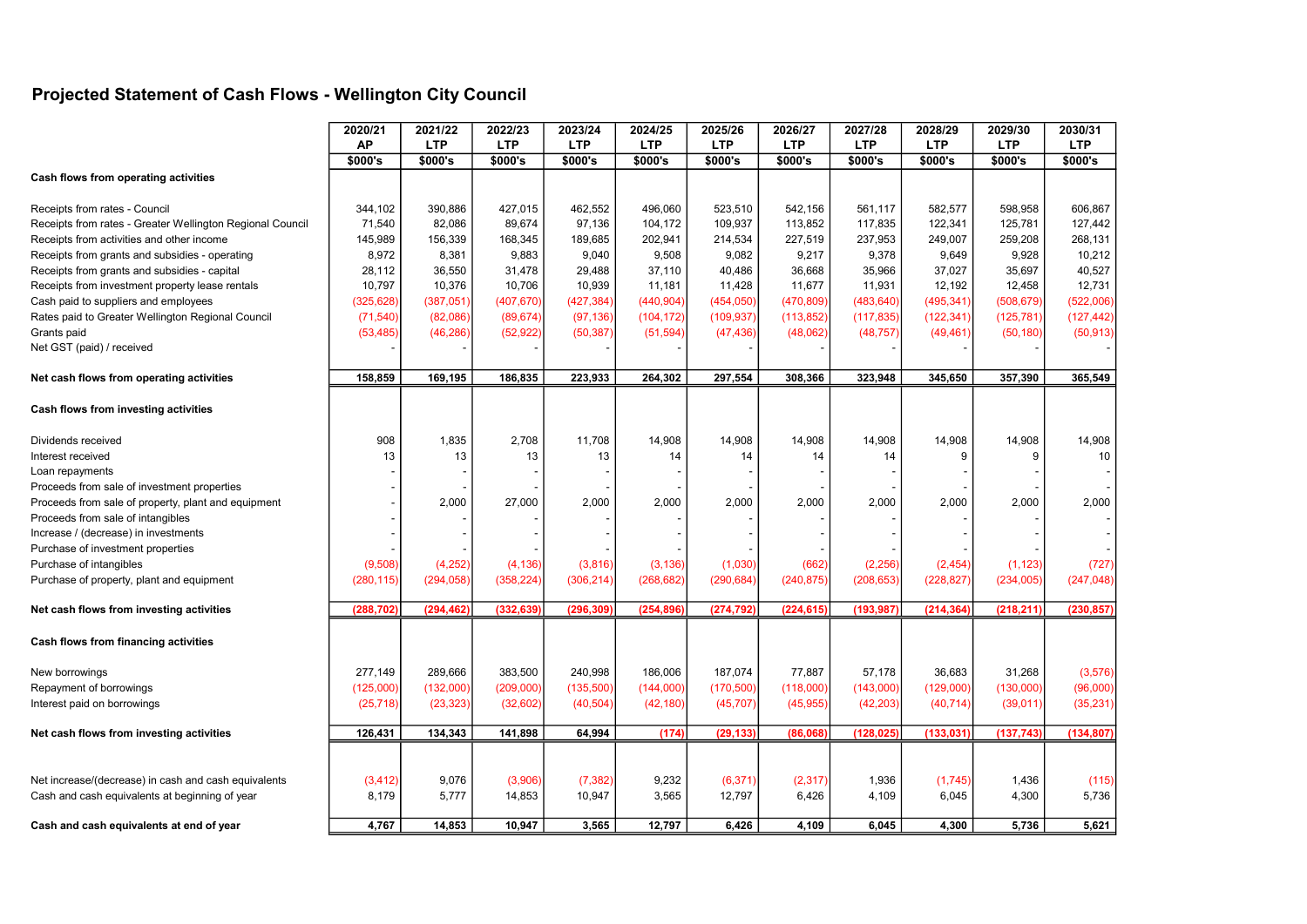# Projected Statement of Cash Flows - Wellington City Council

| | 2020/21 AP | 2021/22 LTP | 2022/23 LTP | 2023/24 LTP | 2024/25 LTP | 2025/26 LTP | 2026/27 LTP | 2027/28 LTP | 2028/29 LTP | 2029/30 LTP | 2030/31 LTP |
|---|---|---|---|---|---|---|---|---|---|---|---|
| | $000's | $000's | $000's | $000's | $000's | $000's | $000's | $000's | $000's | $000's | $000's |
| **Cash flows from operating activities** | | | | | | | | | | | |
| Receipts from rates - Council | 344,102 | 390,886 | 427,015 | 462,552 | 496,060 | 523,510 | 542,156 | 561,117 | 582,577 | 598,958 | 606,867 |
| Receipts from rates - Greater Wellington Regional Council | 71,540 | 82,086 | 89,674 | 97,136 | 104,172 | 109,937 | 113,852 | 117,835 | 122,341 | 125,781 | 127,442 |
| Receipts from activities and other income | 145,989 | 156,339 | 168,345 | 189,685 | 202,941 | 214,534 | 227,519 | 237,953 | 249,007 | 259,208 | 268,131 |
| Receipts from grants and subsidies - operating | 8,972 | 8,381 | 9,883 | 9,040 | 9,508 | 9,082 | 9,217 | 9,378 | 9,649 | 9,928 | 10,212 |
| Receipts from grants and subsidies - capital | 28,112 | 36,550 | 31,478 | 29,488 | 37,110 | 40,486 | 36,668 | 35,966 | 37,027 | 35,697 | 40,527 |
| Receipts from investment property lease rentals | 10,797 | 10,376 | 10,706 | 10,939 | 11,181 | 11,428 | 11,677 | 11,931 | 12,192 | 12,458 | 12,731 |
| Cash paid to suppliers and employees | (325,628) | (387,051) | (407,670) | (427,384) | (440,904) | (454,050) | (470,809) | (483,640) | (495,341) | (508,679) | (522,006) |
| Rates paid to Greater Wellington Regional Council | (71,540) | (82,086) | (89,674) | (97,136) | (104,172) | (109,937) | (113,852) | (117,835) | (122,341) | (125,781) | (127,442) |
| Grants paid | (53,485) | (46,286) | (52,922) | (50,387) | (51,594) | (47,436) | (48,062) | (48,757) | (49,461) | (50,180) | (50,913) |
| Net GST (paid) / received | - | - | - | - | - | - | - | - | - | - | - |
| **Net cash flows from operating activities** | **158,859** | **169,195** | **186,835** | **223,933** | **264,302** | **297,554** | **308,366** | **323,948** | **345,650** | **357,390** | **365,549** |
| **Cash flows from investing activities** | | | | | | | | | | | |
| Dividends received | 908 | 1,835 | 2,708 | 11,708 | 14,908 | 14,908 | 14,908 | 14,908 | 14,908 | 14,908 | 14,908 |
| Interest received | 13 | 13 | 13 | 13 | 14 | 14 | 14 | 14 | 9 | 9 | 10 |
| Loan repayments | - | - | - | - | - | - | - | - | - | - | - |
| Proceeds from sale of investment properties | - | - | - | - | - | - | - | - | - | - | - |
| Proceeds from sale of property, plant and equipment | - | 2,000 | 27,000 | 2,000 | 2,000 | 2,000 | 2,000 | 2,000 | 2,000 | 2,000 | 2,000 |
| Proceeds from sale of intangibles | - | - | - | - | - | - | - | - | - | - | - |
| Increase / (decrease) in investments | - | - | - | - | - | - | - | - | - | - | - |
| Purchase of investment properties | - | - | - | - | - | - | - | - | - | - | - |
| Purchase of intangibles | (9,508) | (4,252) | (4,136) | (3,816) | (3,136) | (1,030) | (662) | (2,256) | (2,454) | (1,123) | (727) |
| Purchase of property, plant and equipment | (280,115) | (294,058) | (358,224) | (306,214) | (268,682) | (290,684) | (240,875) | (208,653) | (228,827) | (234,005) | (247,048) |
| **Net cash flows from investing activities** | **(288,702)** | **(294,462)** | **(332,639)** | **(296,309)** | **(254,896)** | **(274,792)** | **(224,615)** | **(193,987)** | **(214,364)** | **(218,211)** | **(230,857)** |
| **Cash flows from financing activities** | | | | | | | | | | | |
| New borrowings | 277,149 | 289,666 | 383,500 | 240,998 | 186,006 | 187,074 | 77,887 | 57,178 | 36,683 | 31,268 | (3,576) |
| Repayment of borrowings | (125,000) | (132,000) | (209,000) | (135,500) | (144,000) | (170,500) | (118,000) | (143,000) | (129,000) | (130,000) | (96,000) |
| Interest paid on borrowings | (25,718) | (23,323) | (32,602) | (40,504) | (42,180) | (45,707) | (45,955) | (42,203) | (40,714) | (39,011) | (35,231) |
| **Net cash flows from investing activities** | **126,431** | **134,343** | **141,898** | **64,994** | **(174)** | **(29,133)** | **(86,068)** | **(128,025)** | **(133,031)** | **(137,743)** | **(134,807)** |
| Net increase/(decrease) in cash and cash equivalents | (3,412) | 9,076 | (3,906) | (7,382) | 9,232 | (6,371) | (2,317) | 1,936 | (1,745) | 1,436 | (115) |
| Cash and cash equivalents at beginning of year | 8,179 | 5,777 | 14,853 | 10,947 | 3,565 | 12,797 | 6,426 | 4,109 | 6,045 | 4,300 | 5,736 |
| **Cash and cash equivalents at end of year** | **4,767** | **14,853** | **10,947** | **3,565** | **12,797** | **6,426** | **4,109** | **6,045** | **4,300** | **5,736** | **5,621** |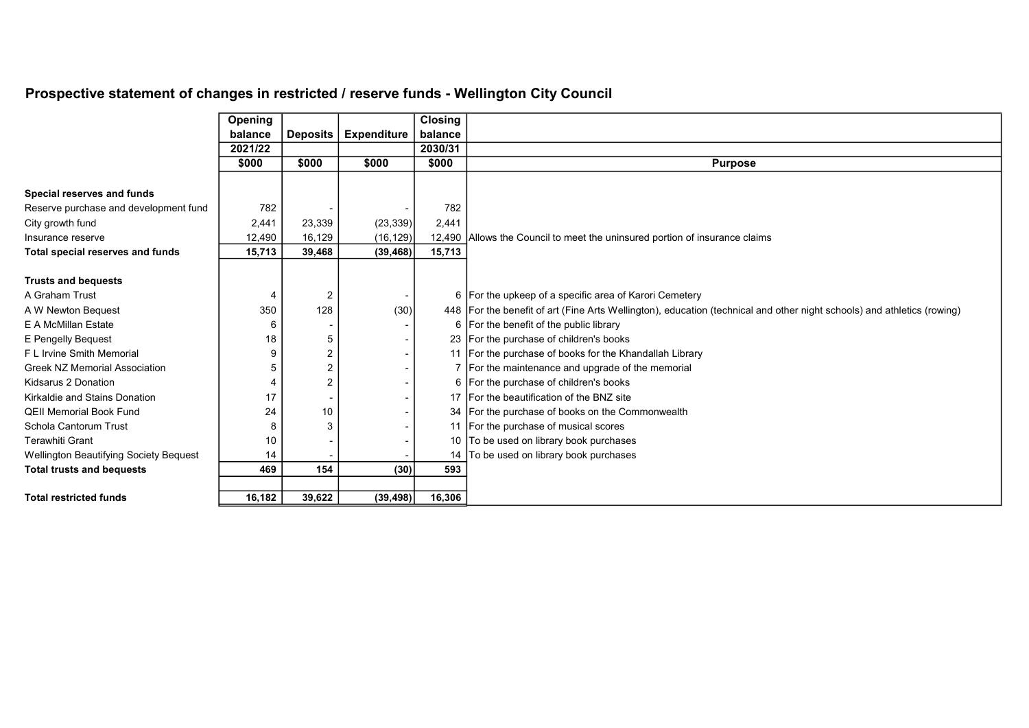## Prospective statement of changes in restricted / reserve funds - Wellington City Council

| | Opening balance | Deposits | Expenditure | Closing balance | |
|---|---|---|---|---|---|
| | 2021/22 | | | 2030/31 | |
| | $000 | $000 | $000 | $000 | Purpose |
| **Special reserves and funds** | | | | | |
| Reserve purchase and development fund | 782 | - | - | 782 | |
| City growth fund | 2,441 | 23,339 | (23,339) | 2,441 | |
| Insurance reserve | 12,490 | 16,129 | (16,129) | 12,490 | Allows the Council to meet the uninsured portion of insurance claims |
| **Total special reserves and funds** | **15,713** | **39,468** | **(39,468)** | **15,713** | |
| **Trusts and bequests** | | | | | |
| A Graham Trust | 4 | 2 | - | 6 | For the upkeep of a specific area of Karori Cemetery |
| A W Newton Bequest | 350 | 128 | (30) | 448 | For the benefit of art (Fine Arts Wellington), education (technical and other night schools) and athletics (rowing) |
| E A McMillan Estate | 6 | - | - | 6 | For the benefit of the public library |
| E Pengelly Bequest | 18 | 5 | - | 23 | For the purchase of children's books |
| F L Irvine Smith Memorial | 9 | 2 | - | 11 | For the purchase of books for the Khandallah Library |
| Greek NZ Memorial Association | 5 | 2 | - | 7 | For the maintenance and upgrade of the memorial |
| Kidsarus 2 Donation | 4 | 2 | - | 6 | For the purchase of children's books |
| Kirkaldie and Stains Donation | 17 | - | - | 17 | For the beautification of the BNZ site |
| QEII Memorial Book Fund | 24 | 10 | - | 34 | For the purchase of books on the Commonwealth |
| Schola Cantorum Trust | 8 | 3 | - | 11 | For the purchase of musical scores |
| Terawhiti Grant | 10 | - | - | 10 | To be used on library book purchases |
| Wellington Beautifying Society Bequest | 14 | - | - | 14 | To be used on library book purchases |
| **Total trusts and bequests** | **469** | **154** | **(30)** | **593** | |
| **Total restricted funds** | **16,182** | **39,622** | **(39,498)** | **16,306** | |